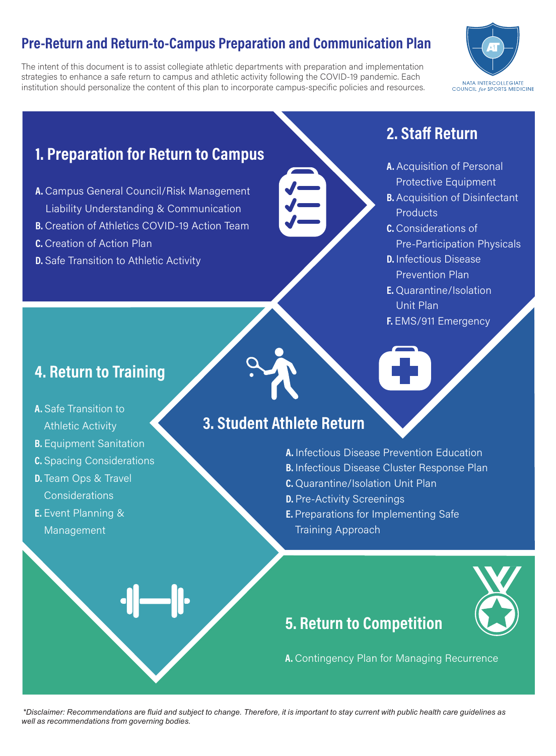# Pre-Return and Return-to-Campus Preparation and Communication Plan

The intent of this document is to assist collegiate athletic departments with preparation and implementation strategies to enhance a safe return to campus and athletic activity following the COVID-19 pandemic. Each institution should personalize the content of this plan to incorporate campus-specific policies and resources.

NATA INTERCOLLEGIATE COUNCIL *for* SPORTS MEDICINE

## 1. Preparation for Return to Campus

- **A.** Campus General Council/Risk Management Liability Understanding & Communication
- **B.** Creation of Athletics COVID-19 Action Team
- **C.** Creation of Action Plan
- **D.** Safe Transition to Athletic Activity

## 2. Staff Return

- **A.** Acquisition of Personal Protective Equipment
- **B.** Acquisition of Disinfectant Products
- **C.** Considerations of Pre-Participation Physicals
- **D.** Infectious Disease Prevention Plan
- **E.** Quarantine/Isolation Unit Plan
- **F.** EMS/911 Emergency

## 3. Student Athlete Return

- **A.** Infectious Disease Prevention Education
- **B.** Infectious Disease Cluster Response Plan
- **C.** Quarantine/Isolation Unit Plan
- **D.** Pre-Activity Screenings
- **E.** Preparations for Implementing Safe Training Approach

## 4. Return to Training

- **A.** Safe Transition to Athletic Activity
- **B.** Equipment Sanitation
- **C.** Spacing Considerations
- **D.** Team Ops & Travel Considerations
- **E.** Event Planning & Management

## 5. Return to Competition

- **A.** Contingency Plan for Managing Recurrence

*\*Disclaimer: Recommendations are fluid and subject to change. Therefore, it is important to stay current with public health care guidelines as well as recommendations from governing bodies.*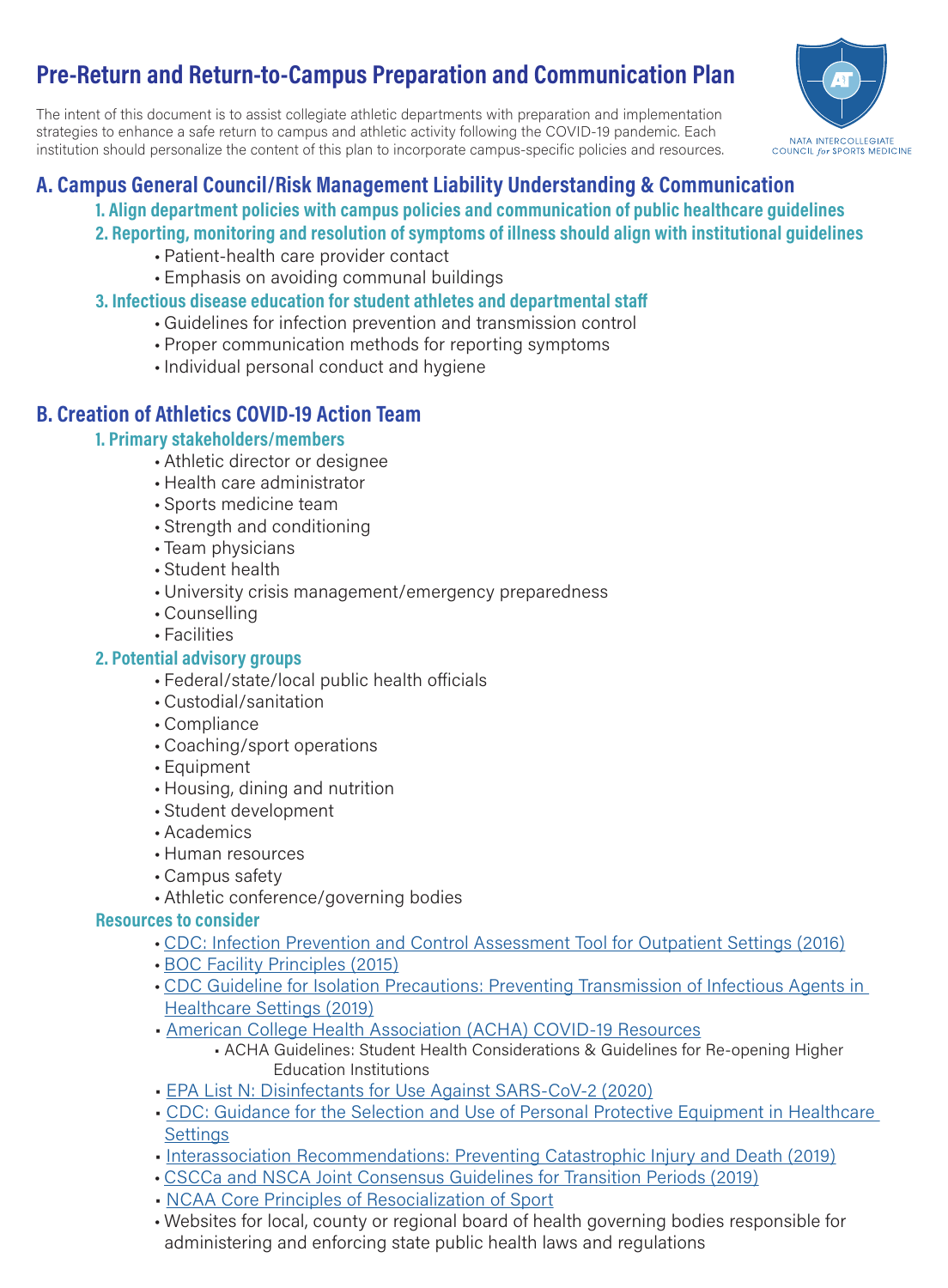# Pre-Return and Return-to-Campus Preparation and Communication Plan

The intent of this document is to assist collegiate athletic departments with preparation and implementation strategies to enhance a safe return to campus and athletic activity following the COVID-19 pandemic. Each institution should personalize the content of this plan to incorporate campus-specific policies and resources.

## A. Campus General Council/Risk Management Liability Understanding & Communication

### 1. Align department policies with campus policies and communication of public healthcare guidelines

### 2. Reporting, monitoring and resolution of symptoms of illness should align with institutional guidelines

- Patient-health care provider contact
- Emphasis on avoiding communal buildings

### 3. Infectious disease education for student athletes and departmental staff

- Guidelines for infection prevention and transmission control
- Proper communication methods for reporting symptoms
- Individual personal conduct and hygiene

## B. Creation of Athletics COVID-19 Action Team

### 1. Primary stakeholders/members

- Athletic director or designee
- Health care administrator
- Sports medicine team
- Strength and conditioning
- Team physicians
- Student health
- University crisis management/emergency preparedness
- Counselling
- Facilities

### 2. Potential advisory groups

- Federal/state/local public health officials
- Custodial/sanitation
- Compliance
- Coaching/sport operations
- Equipment
- Housing, dining and nutrition
- Student development
- Academics
- Human resources
- Campus safety
- Athletic conference/governing bodies

### Resources to consider

- CDC: Infection Prevention and Control Assessment Tool for Outpatient Settings (2016)
- BOC Facility Principles (2015)
- CDC Guideline for Isolation Precautions: Preventing Transmission of Infectious Agents in Healthcare Settings (2019)
- American College Health Association (ACHA) COVID-19 Resources
  - ACHA Guidelines: Student Health Considerations & Guidelines for Re-opening Higher Education Institutions
- EPA List N: Disinfectants for Use Against SARS-CoV-2 (2020)
- CDC: Guidance for the Selection and Use of Personal Protective Equipment in Healthcare Settings
- Interassociation Recommendations: Preventing Catastrophic Injury and Death (2019)
- CSCCa and NSCA Joint Consensus Guidelines for Transition Periods (2019)
- NCAA Core Principles of Resocialization of Sport
- Websites for local, county or regional board of health governing bodies responsible for administering and enforcing state public health laws and regulations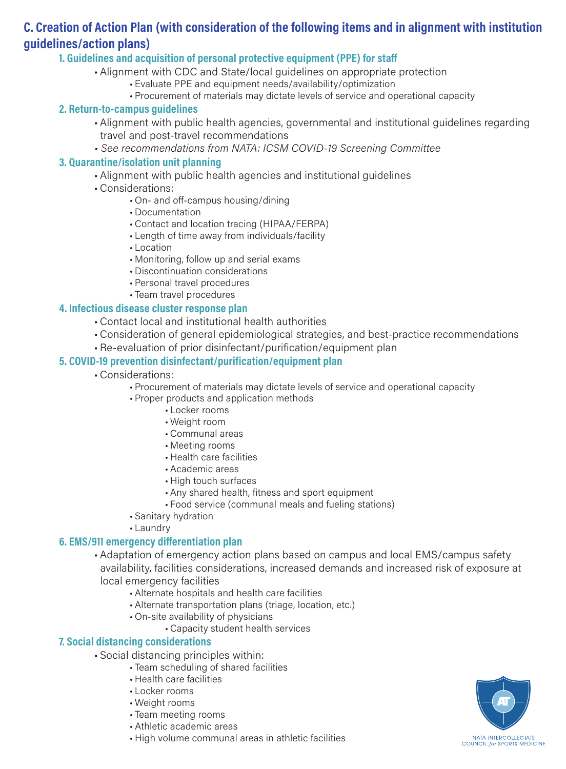## C. Creation of Action Plan (with consideration of the following items and in alignment with institution guidelines/action plans)

### 1. Guidelines and acquisition of personal protective equipment (PPE) for staff

- Alignment with CDC and State/local guidelines on appropriate protection
  - Evaluate PPE and equipment needs/availability/optimization
  - Procurement of materials may dictate levels of service and operational capacity

### 2. Return-to-campus guidelines

- Alignment with public health agencies, governmental and institutional guidelines regarding travel and post-travel recommendations
- *See recommendations from NATA: ICSM COVID-19 Screening Committee*

### 3. Quarantine/isolation unit planning

- Alignment with public health agencies and institutional guidelines
- Considerations:
  - On- and off-campus housing/dining
  - Documentation
  - Contact and location tracing (HIPAA/FERPA)
  - Length of time away from individuals/facility
  - Location
  - Monitoring, follow up and serial exams
  - Discontinuation considerations
  - Personal travel procedures
  - Team travel procedures

### 4. Infectious disease cluster response plan

- Contact local and institutional health authorities
- Consideration of general epidemiological strategies, and best-practice recommendations
- Re-evaluation of prior disinfectant/purification/equipment plan

### 5. COVID-19 prevention disinfectant/purification/equipment plan

- Considerations:
  - Procurement of materials may dictate levels of service and operational capacity
  - Proper products and application methods
    - Locker rooms
    - Weight room
    - Communal areas
    - Meeting rooms
    - Health care facilities
    - Academic areas
    - High touch surfaces
    - Any shared health, fitness and sport equipment
    - Food service (communal meals and fueling stations)
  - Sanitary hydration
  - Laundry

### 6. EMS/911 emergency differentiation plan

- Adaptation of emergency action plans based on campus and local EMS/campus safety availability, facilities considerations, increased demands and increased risk of exposure at local emergency facilities
  - Alternate hospitals and health care facilities
  - Alternate transportation plans (triage, location, etc.)
  - On-site availability of physicians
    - Capacity student health services

### 7. Social distancing considerations

- Social distancing principles within:
  - Team scheduling of shared facilities
  - Health care facilities
  - Locker rooms
  - Weight rooms
  - Team meeting rooms
  - Athletic academic areas
  - High volume communal areas in athletic facilities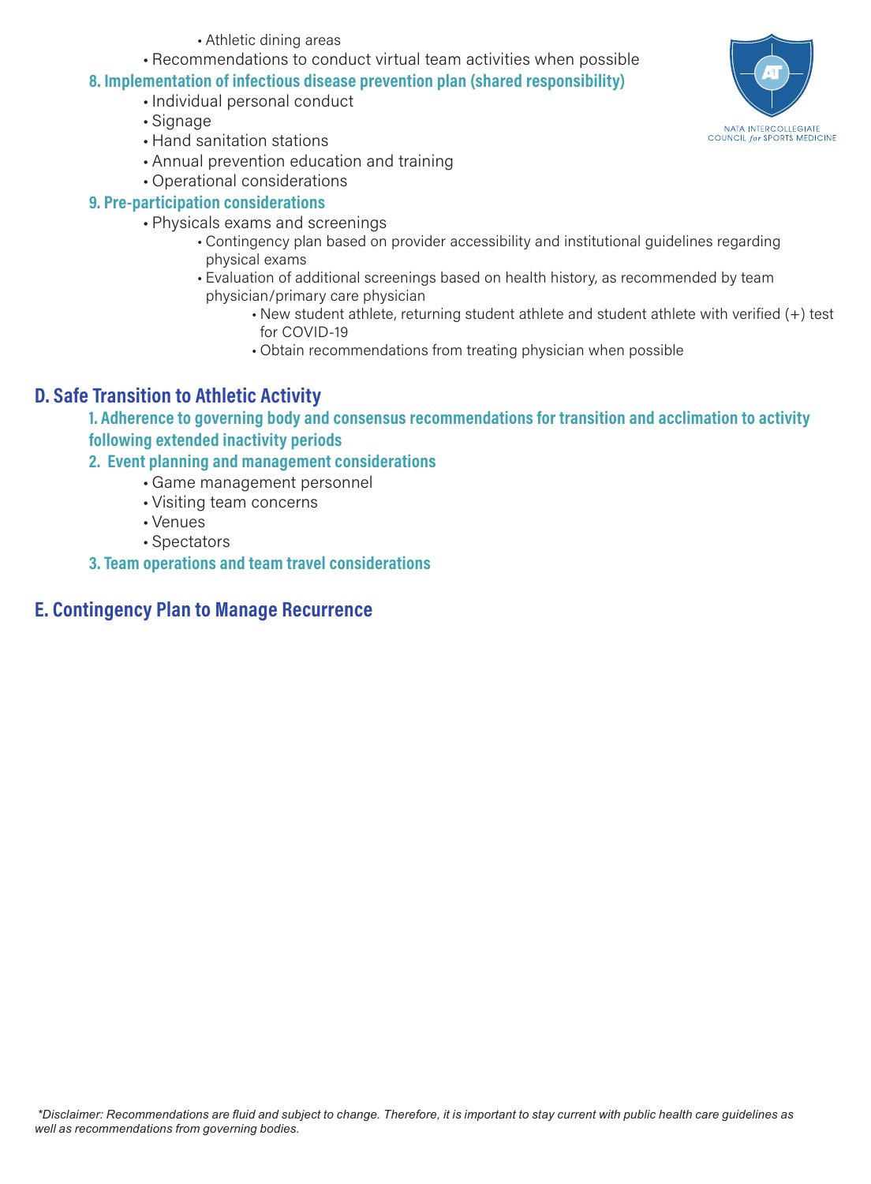- Athletic dining areas
- Recommendations to conduct virtual team activities when possible

**8. Implementation of infectious disease prevention plan (shared responsibility)**

- Individual personal conduct
- Signage
- Hand sanitation stations
- Annual prevention education and training
- Operational considerations

**9. Pre-participation considerations**

- Physicals exams and screenings
  - Contingency plan based on provider accessibility and institutional guidelines regarding physical exams
  - Evaluation of additional screenings based on health history, as recommended by team physician/primary care physician
    - New student athlete, returning student athlete and student athlete with verified (+) test for COVID-19
    - Obtain recommendations from treating physician when possible

## D. Safe Transition to Athletic Activity

**1. Adherence to governing body and consensus recommendations for transition and acclimation to activity following extended inactivity periods**

**2. Event planning and management considerations**

- Game management personnel
- Visiting team concerns
- Venues
- Spectators

**3. Team operations and team travel considerations**

## E. Contingency Plan to Manage Recurrence

*\*Disclaimer: Recommendations are fluid and subject to change. Therefore, it is important to stay current with public health care guidelines as well as recommendations from governing bodies.*